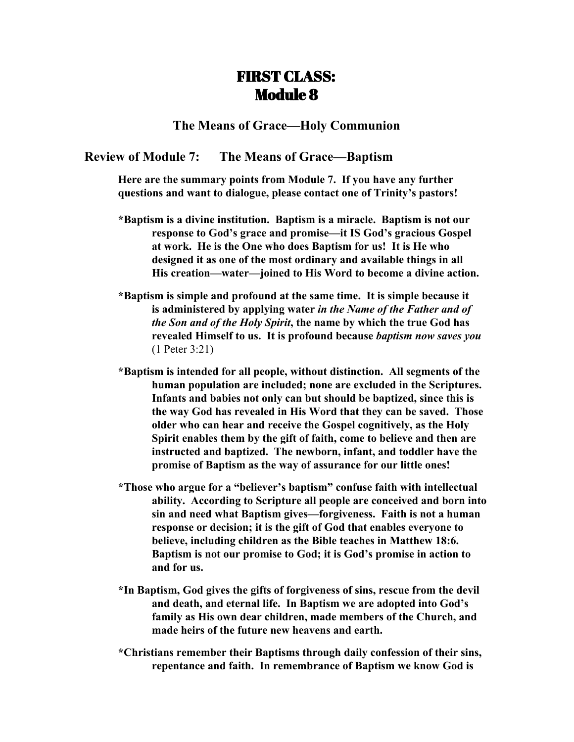# FIRST CLASS:
# Module 8

## The Means of Grace—Holy Communion

## <u>Review of Module 7:</u> The Means of Grace—Baptism

**Here are the summary points from Module 7. If you have any further questions and want to dialogue, please contact one of Trinity's pastors!**

**\*Baptism is a divine institution. Baptism is a miracle. Baptism is not our response to God's grace and promise—it IS God's gracious Gospel at work. He is the One who does Baptism for us! It is He who designed it as one of the most ordinary and available things in all His creation—water—joined to His Word to become a divine action.**

**\*Baptism is simple and profound at the same time. It is simple because it is administered by applying water *in the Name of the Father and of the Son and of the Holy Spirit*, the name by which the true God has revealed Himself to us. It is profound because *baptism now saves you*** (1 Peter 3:21)

**\*Baptism is intended for all people, without distinction. All segments of the human population are included; none are excluded in the Scriptures. Infants and babies not only can but should be baptized, since this is the way God has revealed in His Word that they can be saved. Those older who can hear and receive the Gospel cognitively, as the Holy Spirit enables them by the gift of faith, come to believe and then are instructed and baptized. The newborn, infant, and toddler have the promise of Baptism as the way of assurance for our little ones!**

**\*Those who argue for a "believer's baptism" confuse faith with intellectual ability. According to Scripture all people are conceived and born into sin and need what Baptism gives—forgiveness. Faith is not a human response or decision; it is the gift of God that enables everyone to believe, including children as the Bible teaches in Matthew 18:6. Baptism is not our promise to God; it is God's promise in action to and for us.**

**\*In Baptism, God gives the gifts of forgiveness of sins, rescue from the devil and death, and eternal life. In Baptism we are adopted into God's family as His own dear children, made members of the Church, and made heirs of the future new heavens and earth.**

**\*Christians remember their Baptisms through daily confession of their sins, repentance and faith. In remembrance of Baptism we know God is**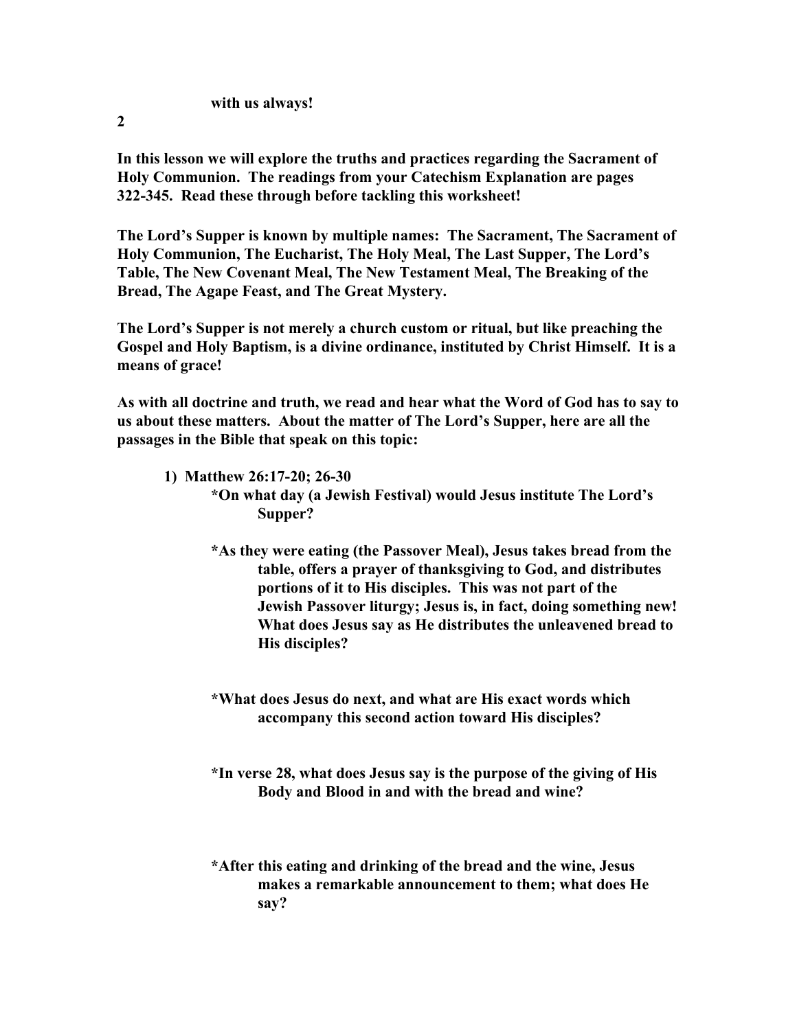**with us always!**

**In this lesson we will explore the truths and practices regarding the Sacrament of Holy Communion. The readings from your Catechism Explanation are pages 322-345. Read these through before tackling this worksheet!**

**The Lord's Supper is known by multiple names: The Sacrament, The Sacrament of Holy Communion, The Eucharist, The Holy Meal, The Last Supper, The Lord's Table, The New Covenant Meal, The New Testament Meal, The Breaking of the Bread, The Agape Feast, and The Great Mystery.**

**The Lord's Supper is not merely a church custom or ritual, but like preaching the Gospel and Holy Baptism, is a divine ordinance, instituted by Christ Himself. It is a means of grace!**

**As with all doctrine and truth, we read and hear what the Word of God has to say to us about these matters. About the matter of The Lord's Supper, here are all the passages in the Bible that speak on this topic:**

1) **Matthew 26:17-20; 26-30**

   **\*On what day (a Jewish Festival) would Jesus institute The Lord's Supper?**

   **\*As they were eating (the Passover Meal), Jesus takes bread from the table, offers a prayer of thanksgiving to God, and distributes portions of it to His disciples. This was not part of the Jewish Passover liturgy; Jesus is, in fact, doing something new! What does Jesus say as He distributes the unleavened bread to His disciples?**

   **\*What does Jesus do next, and what are His exact words which accompany this second action toward His disciples?**

   **\*In verse 28, what does Jesus say is the purpose of the giving of His Body and Blood in and with the bread and wine?**

   **\*After this eating and drinking of the bread and the wine, Jesus makes a remarkable announcement to them; what does He say?**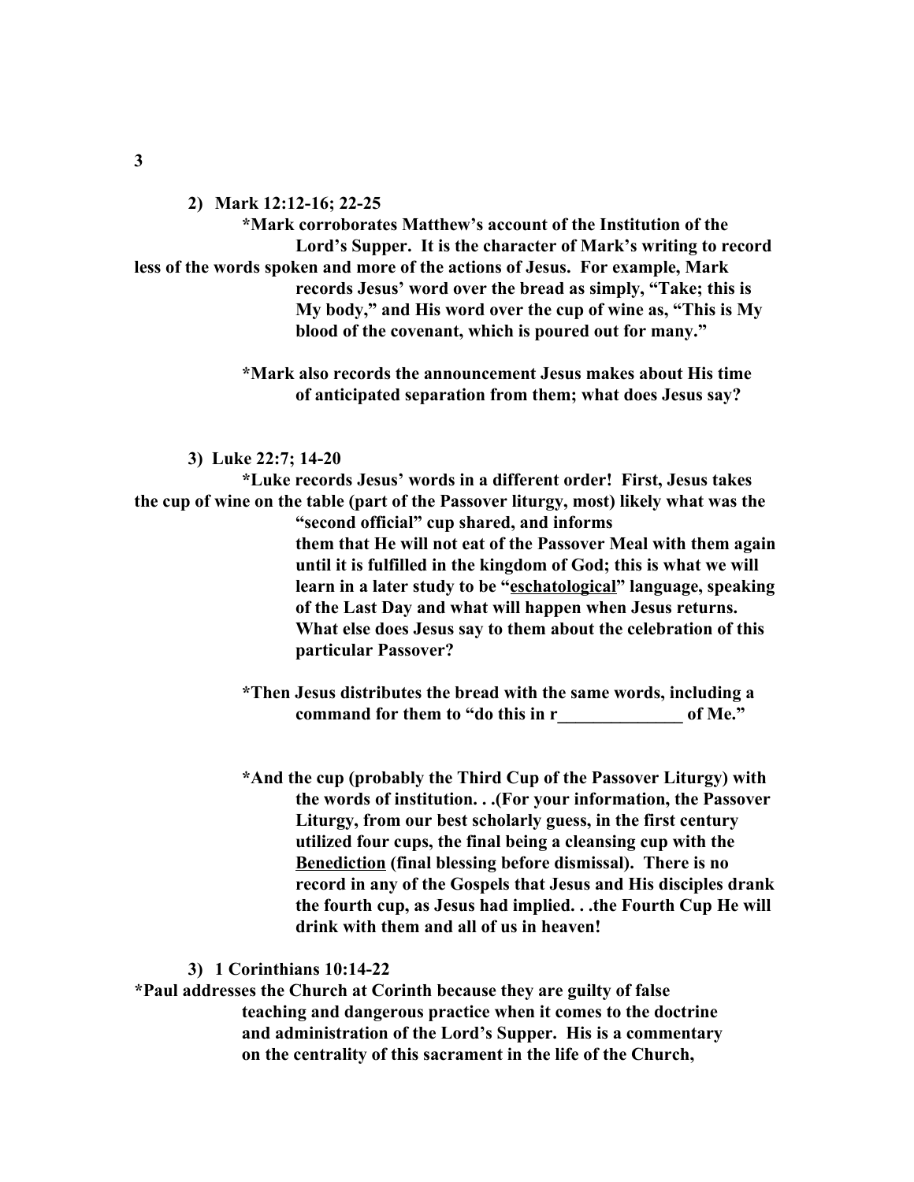**2) Mark 12:12-16; 22-25**

**\*Mark corroborates Matthew's account of the Institution of the Lord's Supper. It is the character of Mark's writing to record less of the words spoken and more of the actions of Jesus. For example, Mark records Jesus' word over the bread as simply, "Take; this is My body," and His word over the cup of wine as, "This is My blood of the covenant, which is poured out for many."**

**\*Mark also records the announcement Jesus makes about His time of anticipated separation from them; what does Jesus say?**

**3) Luke 22:7; 14-20**

**\*Luke records Jesus' words in a different order! First, Jesus takes the cup of wine on the table (part of the Passover liturgy, most) likely what was the "second official" cup shared, and informs them that He will not eat of the Passover Meal with them again until it is fulfilled in the kingdom of God; this is what we will learn in a later study to be "<u>eschatological</u>" language, speaking of the Last Day and what will happen when Jesus returns. What else does Jesus say to them about the celebration of this particular Passover?**

**\*Then Jesus distributes the bread with the same words, including a command for them to "do this in r______________ of Me."**

**\*And the cup (probably the Third Cup of the Passover Liturgy) with the words of institution. . .(For your information, the Passover Liturgy, from our best scholarly guess, in the first century utilized four cups, the final being a cleansing cup with the <u>Benediction</u> (final blessing before dismissal). There is no record in any of the Gospels that Jesus and His disciples drank the fourth cup, as Jesus had implied. . .the Fourth Cup He will drink with them and all of us in heaven!**

**3) 1 Corinthians 10:14-22**

**\*Paul addresses the Church at Corinth because they are guilty of false teaching and dangerous practice when it comes to the doctrine and administration of the Lord's Supper. His is a commentary on the centrality of this sacrament in the life of the Church,**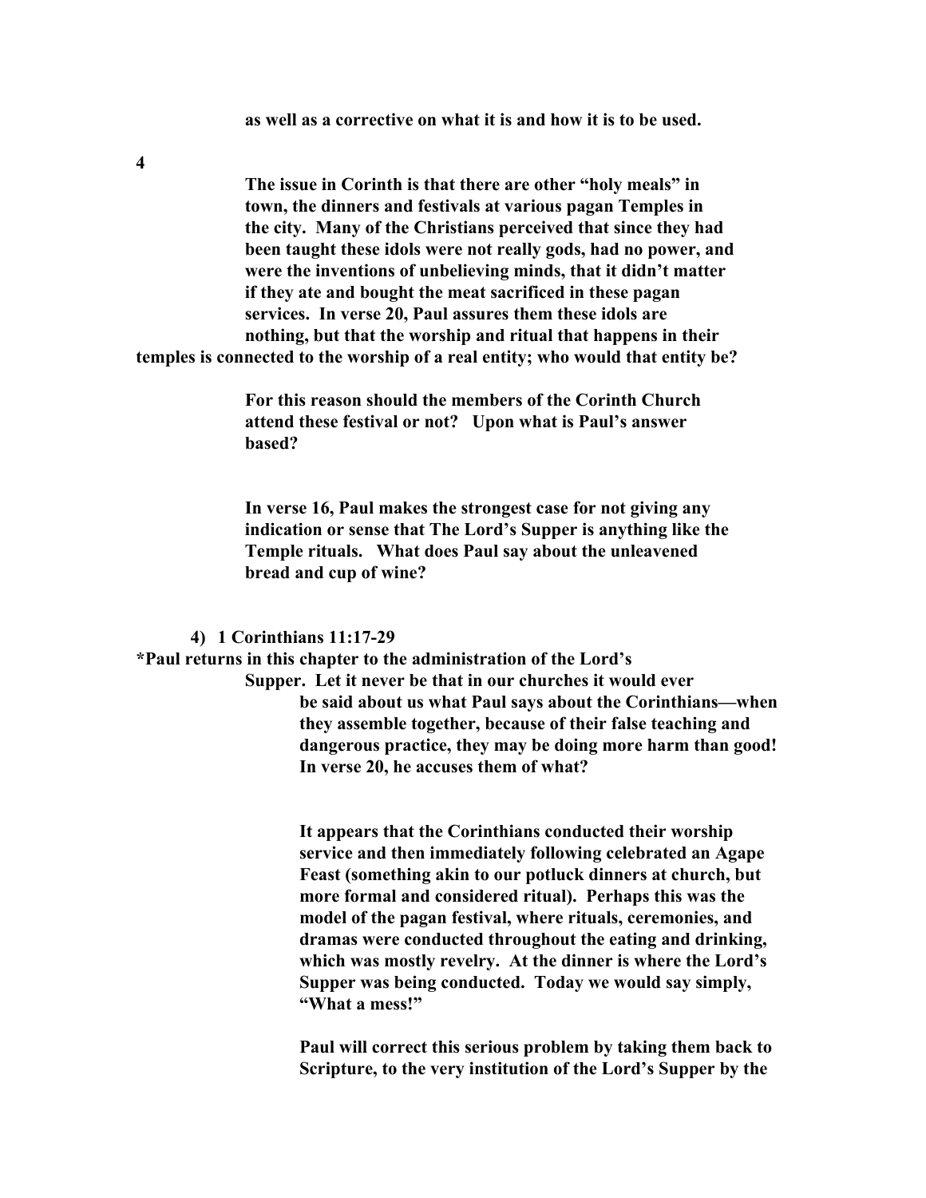**as well as a corrective on what it is and how it is to be used.**

**4**

**The issue in Corinth is that there are other "holy meals" in town, the dinners and festivals at various pagan Temples in the city. Many of the Christians perceived that since they had been taught these idols were not really gods, had no power, and were the inventions of unbelieving minds, that it didn't matter if they ate and bought the meat sacrificed in these pagan services. In verse 20, Paul assures them these idols are nothing, but that the worship and ritual that happens in their temples is connected to the worship of a real entity; who would that entity be?**

**For this reason should the members of the Corinth Church attend these festival or not? Upon what is Paul's answer based?**

**In verse 16, Paul makes the strongest case for not giving any indication or sense that The Lord's Supper is anything like the Temple rituals. What does Paul say about the unleavened bread and cup of wine?**

**4) 1 Corinthians 11:17-29**

***Paul returns in this chapter to the administration of the Lord's Supper. Let it never be that in our churches it would ever be said about us what Paul says about the Corinthians—when they assemble together, because of their false teaching and dangerous practice, they may be doing more harm than good! In verse 20, he accuses them of what?**

**It appears that the Corinthians conducted their worship service and then immediately following celebrated an Agape Feast (something akin to our potluck dinners at church, but more formal and considered ritual). Perhaps this was the model of the pagan festival, where rituals, ceremonies, and dramas were conducted throughout the eating and drinking, which was mostly revelry. At the dinner is where the Lord's Supper was being conducted. Today we would say simply, "What a mess!"**

**Paul will correct this serious problem by taking them back to Scripture, to the very institution of the Lord's Supper by the**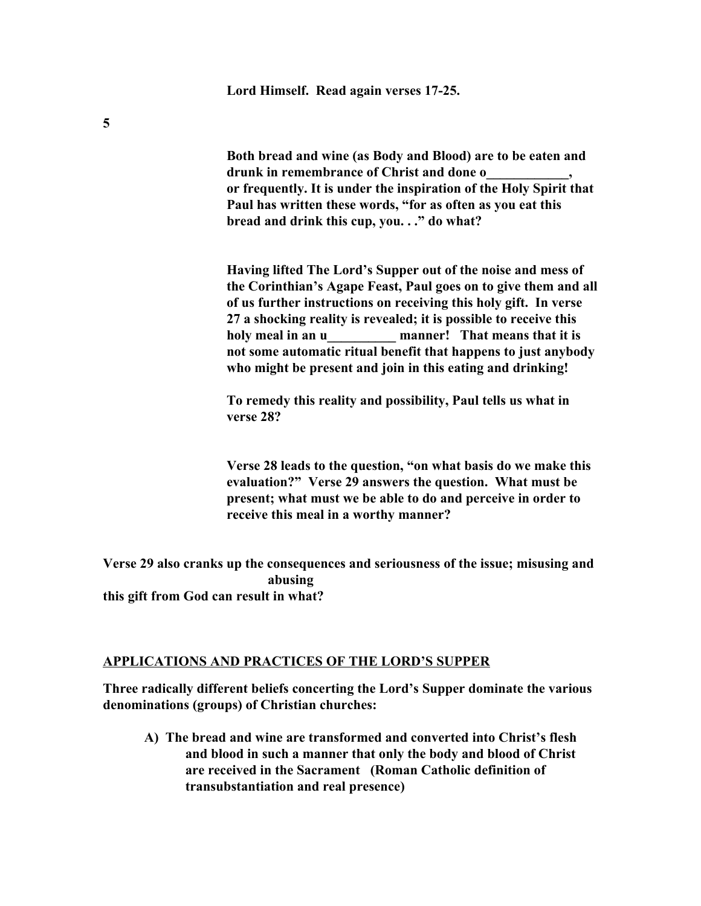**Lord Himself. Read again verses 17-25.**

**Both bread and wine (as Body and Blood) are to be eaten and drunk in remembrance of Christ and done o____________, or frequently. It is under the inspiration of the Holy Spirit that Paul has written these words, "for as often as you eat this bread and drink this cup, you. . ." do what?**

**Having lifted The Lord's Supper out of the noise and mess of the Corinthian's Agape Feast, Paul goes on to give them and all of us further instructions on receiving this holy gift. In verse 27 a shocking reality is revealed; it is possible to receive this holy meal in an u__________ manner! That means that it is not some automatic ritual benefit that happens to just anybody who might be present and join in this eating and drinking!**

**To remedy this reality and possibility, Paul tells us what in verse 28?**

**Verse 28 leads to the question, "on what basis do we make this evaluation?" Verse 29 answers the question. What must be present; what must we be able to do and perceive in order to receive this meal in a worthy manner?**

**Verse 29 also cranks up the consequences and seriousness of the issue; misusing and abusing this gift from God can result in what?**

## APPLICATIONS AND PRACTICES OF THE LORD'S SUPPER

**Three radically different beliefs concerting the Lord's Supper dominate the various denominations (groups) of Christian churches:**

**A) The bread and wine are transformed and converted into Christ's flesh and blood in such a manner that only the body and blood of Christ are received in the Sacrament (Roman Catholic definition of transubstantiation and real presence)**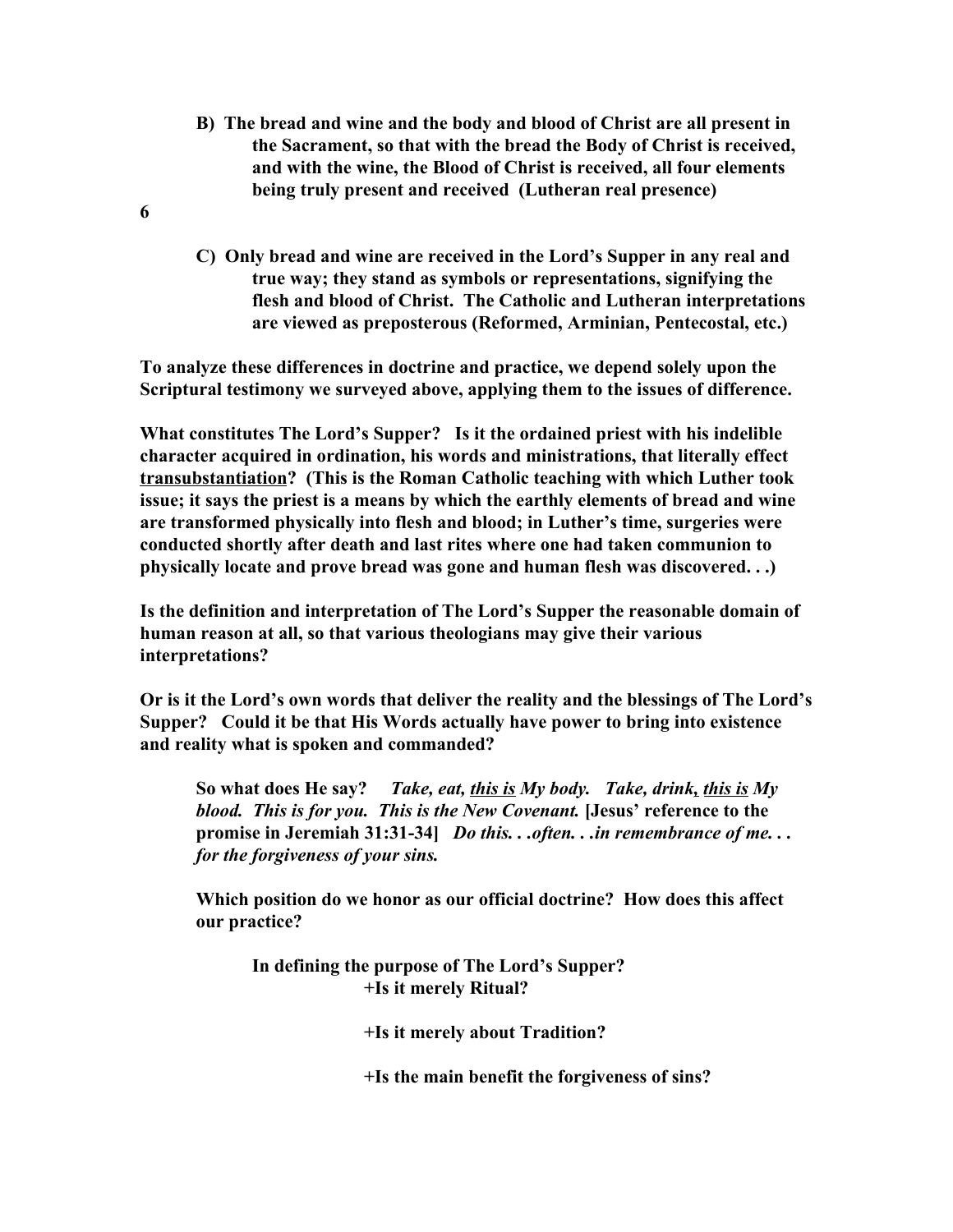**B) The bread and wine and the body and blood of Christ are all present in the Sacrament, so that with the bread the Body of Christ is received, and with the wine, the Blood of Christ is received, all four elements being truly present and received (Lutheran real presence)**

**C) Only bread and wine are received in the Lord's Supper in any real and true way; they stand as symbols or representations, signifying the flesh and blood of Christ. The Catholic and Lutheran interpretations are viewed as preposterous (Reformed, Arminian, Pentecostal, etc.)**

**To analyze these differences in doctrine and practice, we depend solely upon the Scriptural testimony we surveyed above, applying them to the issues of difference.**

**What constitutes The Lord's Supper? Is it the ordained priest with his indelible character acquired in ordination, his words and ministrations, that literally effect <u>transubstantiation</u>? (This is the Roman Catholic teaching with which Luther took issue; it says the priest is a means by which the earthly elements of bread and wine are transformed physically into flesh and blood; in Luther's time, surgeries were conducted shortly after death and last rites where one had taken communion to physically locate and prove bread was gone and human flesh was discovered. . .)**

**Is the definition and interpretation of The Lord's Supper the reasonable domain of human reason at all, so that various theologians may give their various interpretations?**

**Or is it the Lord's own words that deliver the reality and the blessings of The Lord's Supper? Could it be that His Words actually have power to bring into existence and reality what is spoken and commanded?**

> **So what does He say?** ***Take, eat, <u>this is</u> My body. Take, drink, <u>this is</u> My blood. This is for you. This is the New Covenant.*** **[Jesus' reference to the promise in Jeremiah 31:31-34]** ***Do this. . .often. . .in remembrance of me. . . for the forgiveness of your sins.***
>
> **Which position do we honor as our official doctrine? How does this affect our practice?**
>
> **In defining the purpose of The Lord's Supper?**
>
> **+Is it merely Ritual?**
>
> **+Is it merely about Tradition?**
>
> **+Is the main benefit the forgiveness of sins?**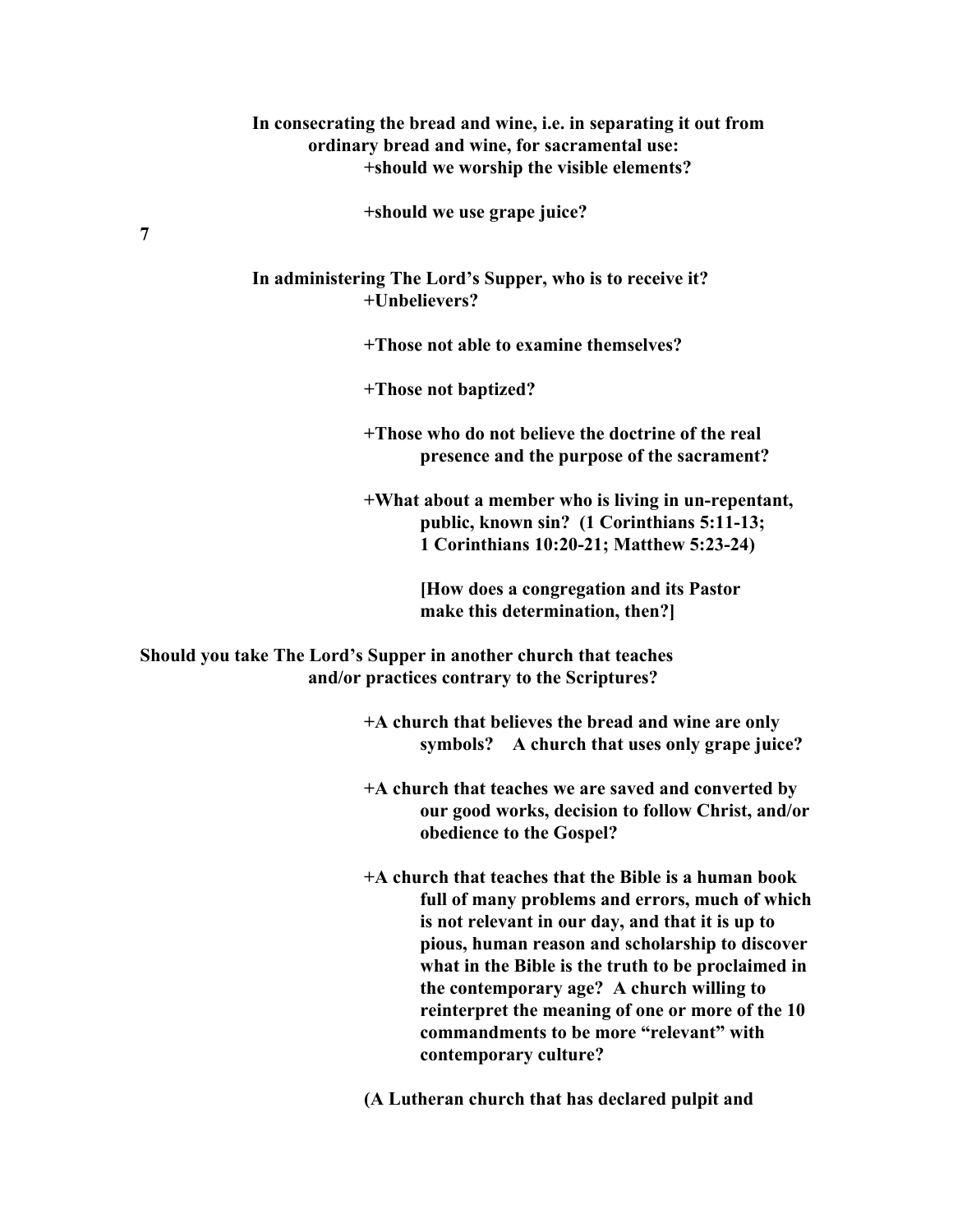**In consecrating the bread and wine, i.e. in separating it out from ordinary bread and wine, for sacramental use:**

- **+should we worship the visible elements?**

- **+should we use grape juice?**

**In administering The Lord's Supper, who is to receive it?**

- **+Unbelievers?**

- **+Those not able to examine themselves?**

- **+Those not baptized?**

- **+Those who do not believe the doctrine of the real presence and the purpose of the sacrament?**

- **+What about a member who is living in un-repentant, public, known sin? (1 Corinthians 5:11-13; 1 Corinthians 10:20-21; Matthew 5:23-24)**

  **[How does a congregation and its Pastor make this determination, then?]**

**Should you take The Lord's Supper in another church that teaches and/or practices contrary to the Scriptures?**

- **+A church that believes the bread and wine are only symbols? A church that uses only grape juice?**

- **+A church that teaches we are saved and converted by our good works, decision to follow Christ, and/or obedience to the Gospel?**

- **+A church that teaches that the Bible is a human book full of many problems and errors, much of which is not relevant in our day, and that it is up to pious, human reason and scholarship to discover what in the Bible is the truth to be proclaimed in the contemporary age? A church willing to reinterpret the meaning of one or more of the 10 commandments to be more "relevant" with contemporary culture?**

**(A Lutheran church that has declared pulpit and**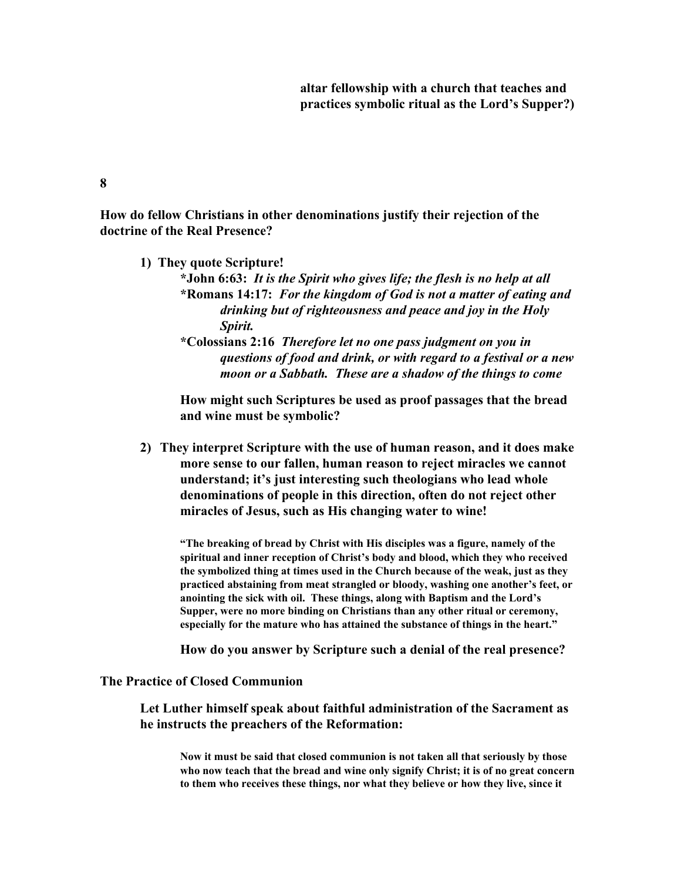**altar fellowship with a church that teaches and practices symbolic ritual as the Lord's Supper?)**

**8**

**How do fellow Christians in other denominations justify their rejection of the doctrine of the Real Presence?**

1) **They quote Scripture!**

   ***John 6:63:** ***It is the Spirit who gives life; the flesh is no help at all***

   ***Romans 14:17:** ***For the kingdom of God is not a matter of eating and drinking but of righteousness and peace and joy in the Holy Spirit.***

   ***Colossians 2:16** ***Therefore let no one pass judgment on you in questions of food and drink, or with regard to a festival or a new moon or a Sabbath. These are a shadow of the things to come***

   **How might such Scriptures be used as proof passages that the bread and wine must be symbolic?**

2) **They interpret Scripture with the use of human reason, and it does make more sense to our fallen, human reason to reject miracles we cannot understand; it's just interesting such theologians who lead whole denominations of people in this direction, often do not reject other miracles of Jesus, such as His changing water to wine!**

   **"The breaking of bread by Christ with His disciples was a figure, namely of the spiritual and inner reception of Christ's body and blood, which they who received the symbolized thing at times used in the Church because of the weak, just as they practiced abstaining from meat strangled or bloody, washing one another's feet, or anointing the sick with oil. These things, along with Baptism and the Lord's Supper, were no more binding on Christians than any other ritual or ceremony, especially for the mature who has attained the substance of things in the heart."**

   **How do you answer by Scripture such a denial of the real presence?**

**The Practice of Closed Communion**

**Let Luther himself speak about faithful administration of the Sacrament as he instructs the preachers of the Reformation:**

> **Now it must be said that closed communion is not taken all that seriously by those who now teach that the bread and wine only signify Christ; it is of no great concern to them who receives these things, nor what they believe or how they live, since it**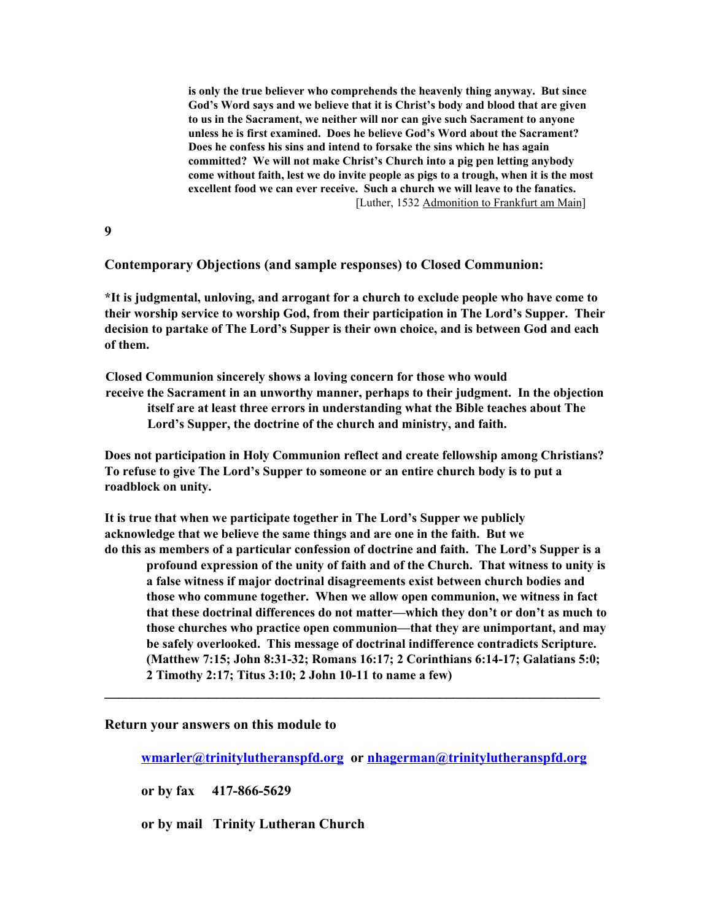**is only the true believer who comprehends the heavenly thing anyway. But since God's Word says and we believe that it is Christ's body and blood that are given to us in the Sacrament, we neither will nor can give such Sacrament to anyone unless he is first examined. Does he believe God's Word about the Sacrament? Does he confess his sins and intend to forsake the sins which he has again committed? We will not make Christ's Church into a pig pen letting anybody come without faith, lest we do invite people as pigs to a trough, when it is the most excellent food we can ever receive. Such a church we will leave to the fanatics.**
[Luther, 1532 Admonition to Frankfurt am Main]

**9**

**Contemporary Objections (and sample responses) to Closed Communion:**

**\*It is judgmental, unloving, and arrogant for a church to exclude people who have come to their worship service to worship God, from their participation in The Lord's Supper. Their decision to partake of The Lord's Supper is their own choice, and is between God and each of them.**

**Closed Communion sincerely shows a loving concern for those who would receive the Sacrament in an unworthy manner, perhaps to their judgment. In the objection itself are at least three errors in understanding what the Bible teaches about The Lord's Supper, the doctrine of the church and ministry, and faith.**

**Does not participation in Holy Communion reflect and create fellowship among Christians? To refuse to give The Lord's Supper to someone or an entire church body is to put a roadblock on unity.**

**It is true that when we participate together in The Lord's Supper we publicly acknowledge that we believe the same things and are one in the faith. But we do this as members of a particular confession of doctrine and faith. The Lord's Supper is a profound expression of the unity of faith and of the Church. That witness to unity is a false witness if major doctrinal disagreements exist between church bodies and those who commune together. When we allow open communion, we witness in fact that these doctrinal differences do not matter—which they don't or don't as much to those churches who practice open communion—that they are unimportant, and may be safely overlooked. This message of doctrinal indifference contradicts Scripture. (Matthew 7:15; John 8:31-32; Romans 16:17; 2 Corinthians 6:14-17; Galatians 5:0; 2 Timothy 2:17; Titus 3:10; 2 John 10-11 to name a few)**

---

**Return your answers on this module to**

**wmarler@trinitylutheranspfd.org or nhagerman@trinitylutheranspfd.org**

**or by fax 417-866-5629**

**or by mail Trinity Lutheran Church**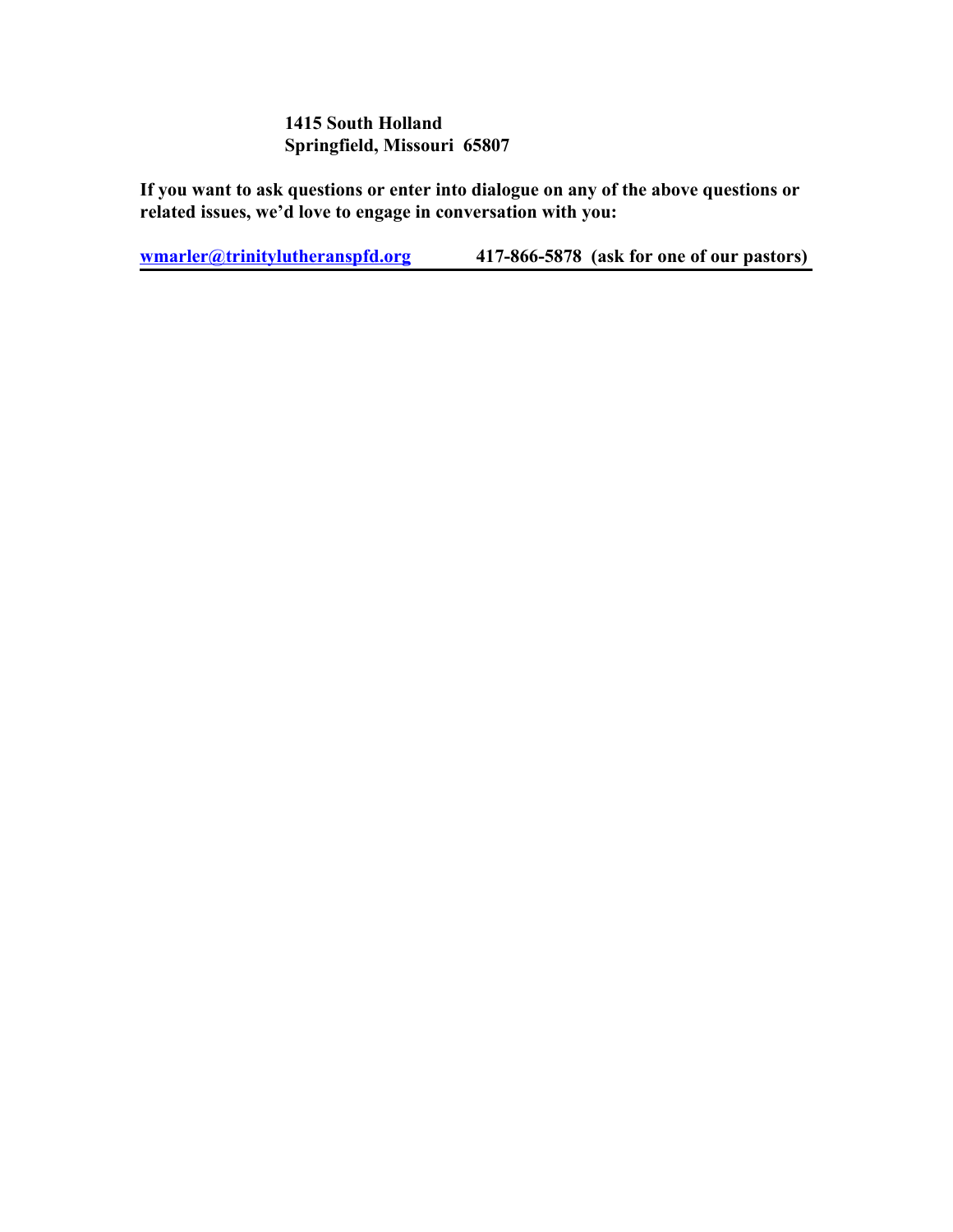**1415 South Holland**
**Springfield, Missouri 65807**

**If you want to ask questions or enter into dialogue on any of the above questions or related issues, we'd love to engage in conversation with you:**

**wmarler@trinitylutheranspfd.org** **417-866-5878 (ask for one of our pastors)**